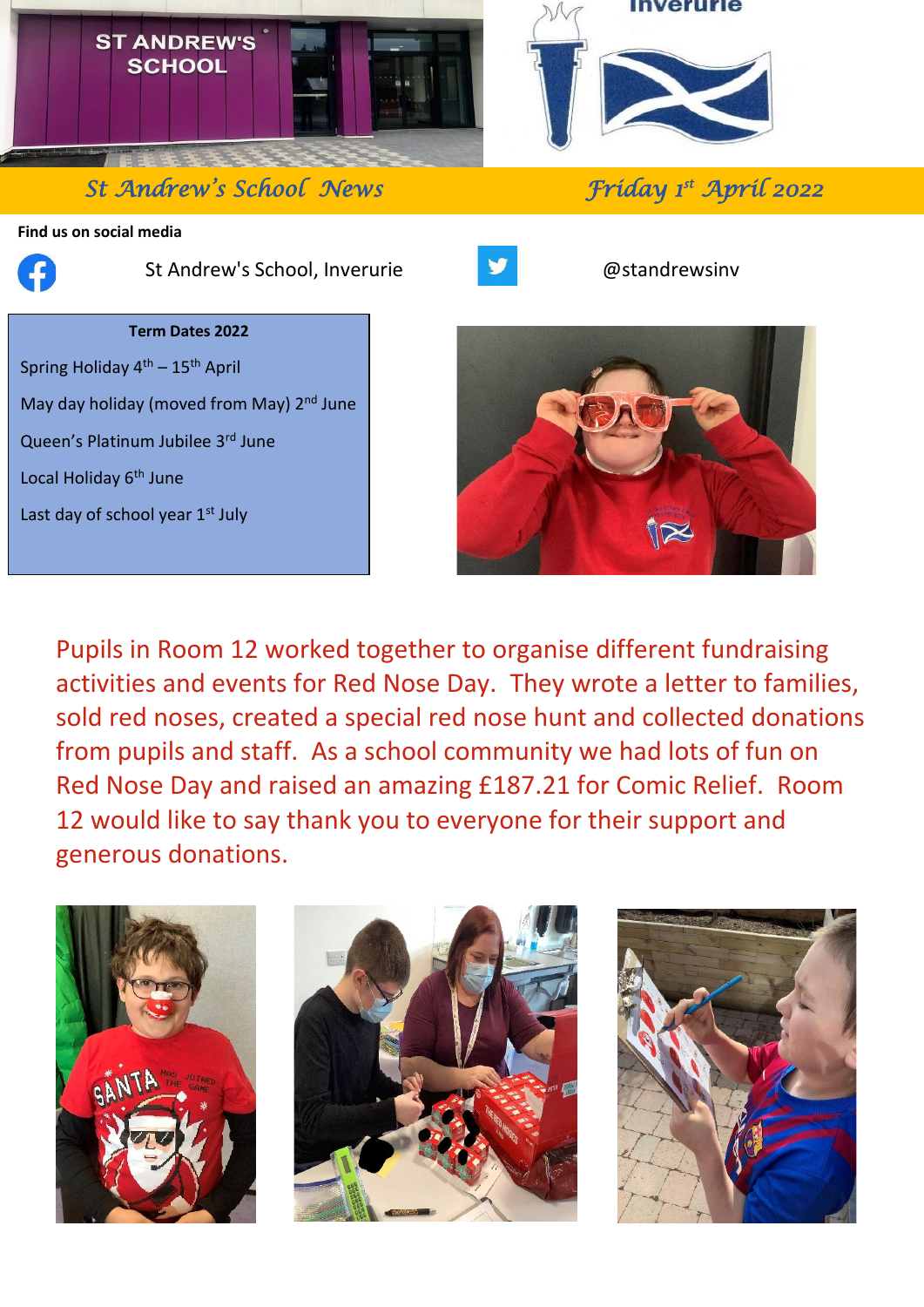# St Andrew's School News

**Friday 1st April 2022**

Find us on social media

St Andrew's School, Inverurie

@standrewsinv

**Term Dates 2022**

Spring Holiday 4th – 15th April

May day holiday (moved from May) 2nd June

Queen's Platinum Jubilee 3rd June

Local Holiday 6th June

Last day of school year 1st July

Pupils in Room 12 worked together to organise different fundraising activities and events for Red Nose Day. They wrote a letter to families, sold red noses, created a special red nose hunt and collected donations from pupils and staff. As a school community we had lots of fun on Red Nose Day and raised an amazing £187.21 for Comic Relief. Room 12 would like to say thank you to everyone for their support and generous donations.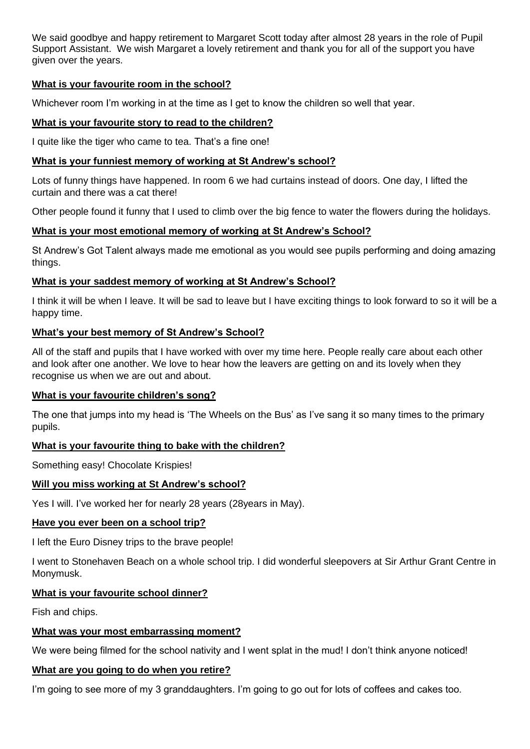We said goodbye and happy retirement to Margaret Scott today after almost 28 years in the role of Pupil Support Assistant. We wish Margaret a lovely retirement and thank you for all of the support you have given over the years.

**<u>What is your favourite room in the school?</u>**

Whichever room I'm working in at the time as I get to know the children so well that year.

**<u>What is your favourite story to read to the children?</u>**

I quite like the tiger who came to tea. That's a fine one!

**<u>What is your funniest memory of working at St Andrew's school?</u>**

Lots of funny things have happened. In room 6 we had curtains instead of doors. One day, I lifted the curtain and there was a cat there!

Other people found it funny that I used to climb over the big fence to water the flowers during the holidays.

**<u>What is your most emotional memory of working at St Andrew's School?</u>**

St Andrew's Got Talent always made me emotional as you would see pupils performing and doing amazing things.

**<u>What is your saddest memory of working at St Andrew's School?</u>**

I think it will be when I leave. It will be sad to leave but I have exciting things to look forward to so it will be a happy time.

**<u>What's your best memory of St Andrew's School?</u>**

All of the staff and pupils that I have worked with over my time here. People really care about each other and look after one another. We love to hear how the leavers are getting on and its lovely when they recognise us when we are out and about.

**<u>What is your favourite children's song?</u>**

The one that jumps into my head is 'The Wheels on the Bus' as I've sang it so many times to the primary pupils.

**<u>What is your favourite thing to bake with the children?</u>**

Something easy! Chocolate Krispies!

**<u>Will you miss working at St Andrew's school?</u>**

Yes I will. I've worked her for nearly 28 years (28years in May).

**<u>Have you ever been on a school trip?</u>**

I left the Euro Disney trips to the brave people!

I went to Stonehaven Beach on a whole school trip. I did wonderful sleepovers at Sir Arthur Grant Centre in Monymusk.

**<u>What is your favourite school dinner?</u>**

Fish and chips.

**<u>What was your most embarrassing moment?</u>**

We were being filmed for the school nativity and I went splat in the mud! I don't think anyone noticed!

**<u>What are you going to do when you retire?</u>**

I'm going to see more of my 3 granddaughters. I'm going to go out for lots of coffees and cakes too.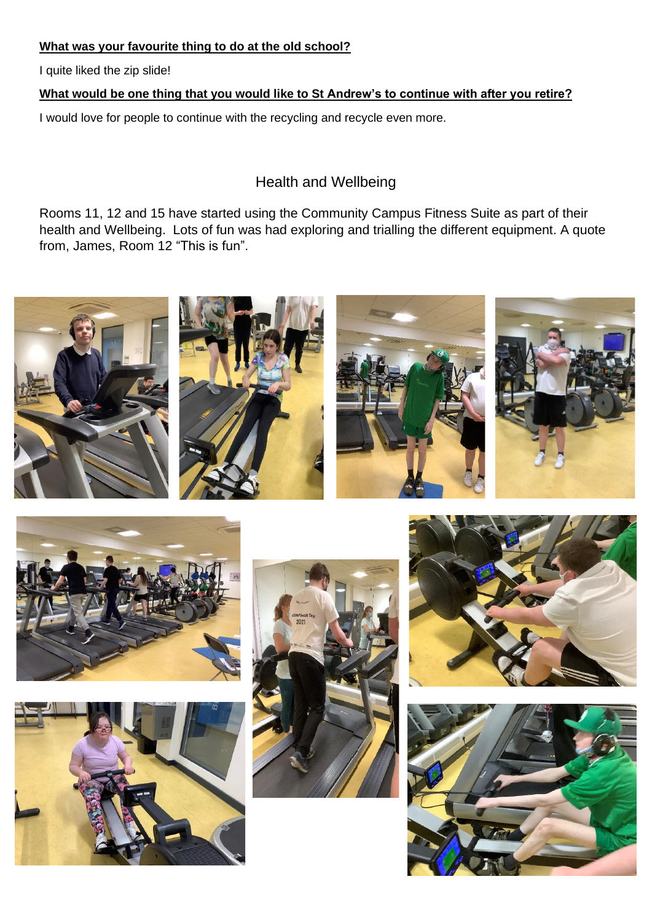**What was your favourite thing to do at the old school?**

I quite liked the zip slide!

**What would be one thing that you would like to St Andrew's to continue with after you retire?**

I would love for people to continue with the recycling and recycle even more.

## Health and Wellbeing

Rooms 11, 12 and 15 have started using the Community Campus Fitness Suite as part of their health and Wellbeing. Lots of fun was had exploring and trialling the different equipment. A quote from, James, Room 12 "This is fun".